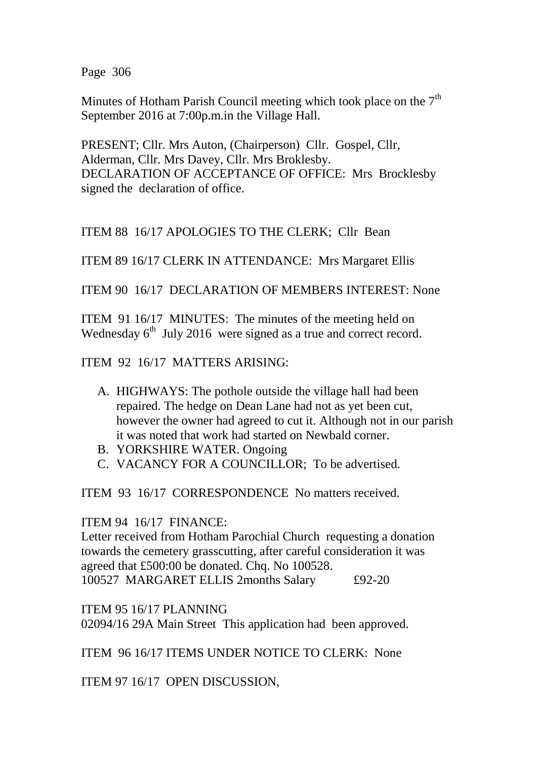Minutes of Hotham Parish Council meeting which took place on the 7th September 2016 at 7:00p.m.in the Village Hall.

PRESENT; Cllr. Mrs Auton, (Chairperson) Cllr. Gospel, Cllr, Alderman, Cllr. Mrs Davey, Cllr. Mrs Broklesby.
DECLARATION OF ACCEPTANCE OF OFFICE: Mrs Brocklesby signed the declaration of office.

ITEM 88 16/17 APOLOGIES TO THE CLERK; Cllr Bean

ITEM 89 16/17 CLERK IN ATTENDANCE: Mrs Margaret Ellis

ITEM 90 16/17 DECLARATION OF MEMBERS INTEREST: None

ITEM 91 16/17 MINUTES: The minutes of the meeting held on Wednesday 6th July 2016 were signed as a true and correct record.

ITEM 92 16/17 MATTERS ARISING:

A. HIGHWAYS: The pothole outside the village hall had been repaired. The hedge on Dean Lane had not as yet been cut, however the owner had agreed to cut it. Although not in our parish it was noted that work had started on Newbald corner.
B. YORKSHIRE WATER. Ongoing
C. VACANCY FOR A COUNCILLOR; To be advertised.

ITEM 93 16/17 CORRESPONDENCE No matters received.

ITEM 94 16/17 FINANCE:
Letter received from Hotham Parochial Church requesting a donation towards the cemetery grasscutting, after careful consideration it was agreed that £500:00 be donated. Chq. No 100528.
100527 MARGARET ELLIS 2months Salary £92-20

ITEM 95 16/17 PLANNING
02094/16 29A Main Street This application had been approved.

ITEM 96 16/17 ITEMS UNDER NOTICE TO CLERK: None

ITEM 97 16/17 OPEN DISCUSSION,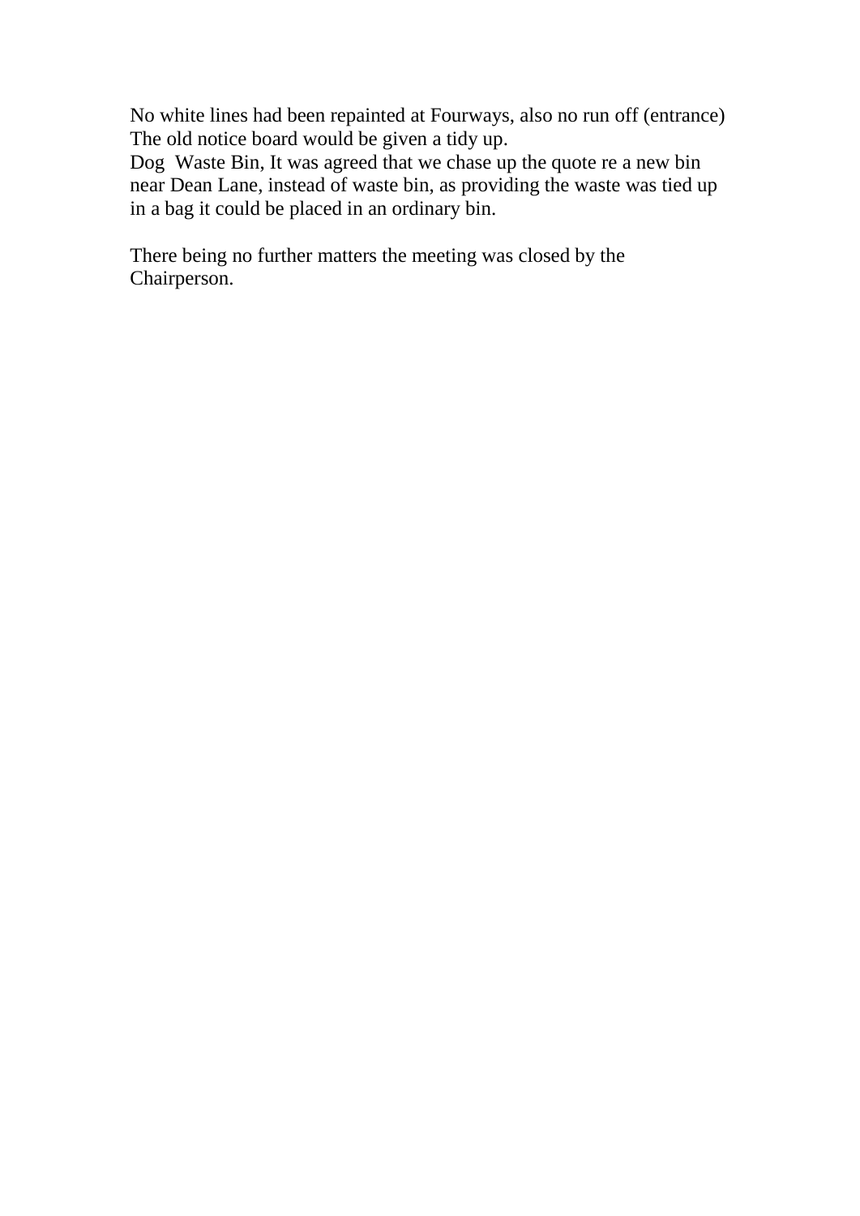No white lines had been repainted at Fourways, also no run off (entrance)
The old notice board would be given a tidy up.
Dog Waste Bin, It was agreed that we chase up the quote re a new bin near Dean Lane, instead of waste bin, as providing the waste was tied up in a bag it could be placed in an ordinary bin.

There being no further matters the meeting was closed by the Chairperson.